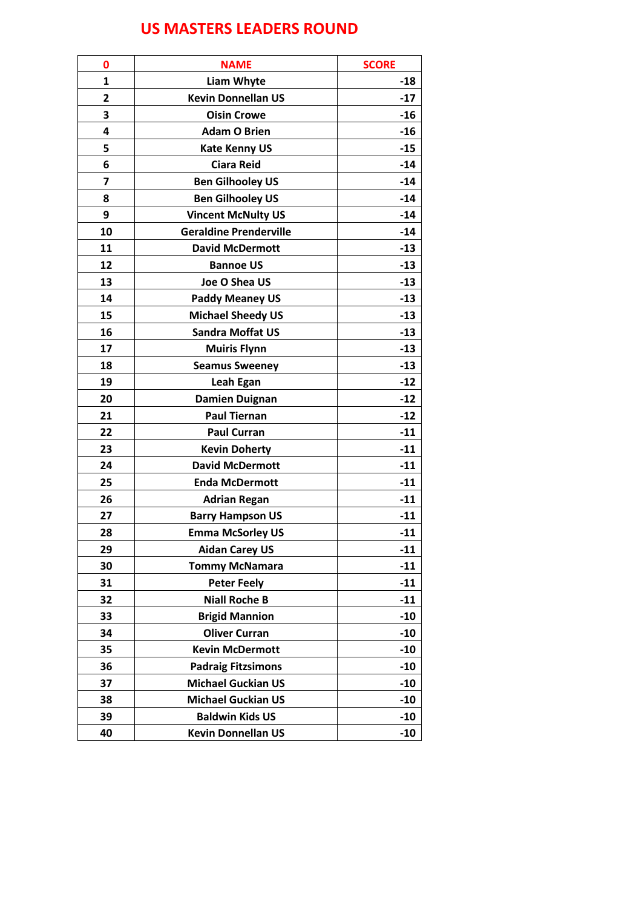# US MASTERS LEADERS ROUND

| 0 | NAME | SCORE |
|---|---|---|
| 1 | Liam Whyte | -18 |
| 2 | Kevin Donnellan US | -17 |
| 3 | Oisin Crowe | -16 |
| 4 | Adam O Brien | -16 |
| 5 | Kate Kenny US | -15 |
| 6 | Ciara Reid | -14 |
| 7 | Ben Gilhooley US | -14 |
| 8 | Ben Gilhooley US | -14 |
| 9 | Vincent McNulty US | -14 |
| 10 | Geraldine Prenderville | -14 |
| 11 | David McDermott | -13 |
| 12 | Bannoe US | -13 |
| 13 | Joe O Shea US | -13 |
| 14 | Paddy Meaney US | -13 |
| 15 | Michael Sheedy US | -13 |
| 16 | Sandra Moffat US | -13 |
| 17 | Muiris Flynn | -13 |
| 18 | Seamus Sweeney | -13 |
| 19 | Leah Egan | -12 |
| 20 | Damien Duignan | -12 |
| 21 | Paul Tiernan | -12 |
| 22 | Paul Curran | -11 |
| 23 | Kevin Doherty | -11 |
| 24 | David McDermott | -11 |
| 25 | Enda McDermott | -11 |
| 26 | Adrian Regan | -11 |
| 27 | Barry Hampson US | -11 |
| 28 | Emma McSorley US | -11 |
| 29 | Aidan Carey US | -11 |
| 30 | Tommy McNamara | -11 |
| 31 | Peter Feely | -11 |
| 32 | Niall Roche B | -11 |
| 33 | Brigid Mannion | -10 |
| 34 | Oliver Curran | -10 |
| 35 | Kevin McDermott | -10 |
| 36 | Padraig Fitzsimons | -10 |
| 37 | Michael Guckian US | -10 |
| 38 | Michael Guckian US | -10 |
| 39 | Baldwin Kids US | -10 |
| 40 | Kevin Donnellan US | -10 |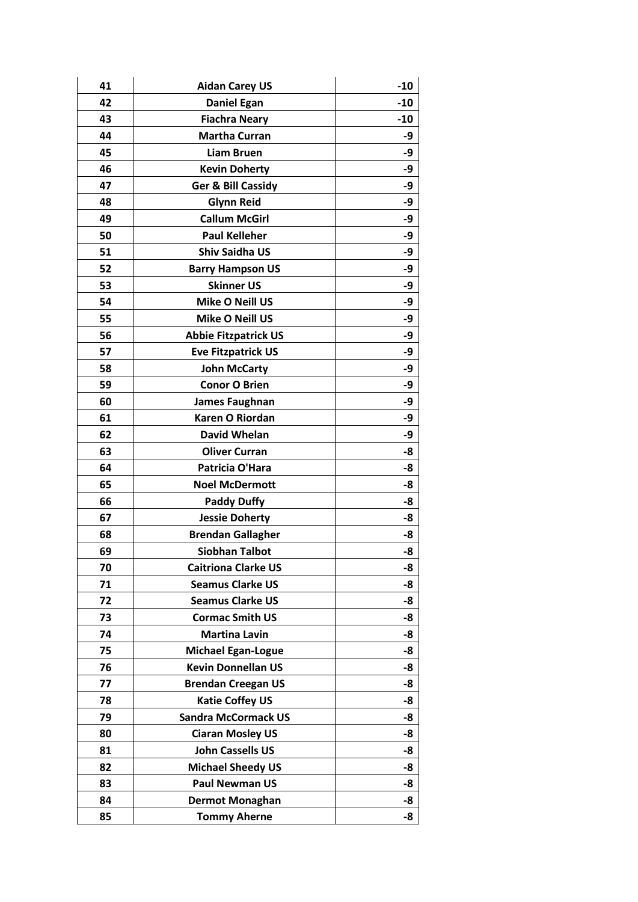| 41 | Aidan Carey US | -10 |
|---|---|---|
| 42 | Daniel Egan | -10 |
| 43 | Fiachra Neary | -10 |
| 44 | Martha Curran | -9 |
| 45 | Liam Bruen | -9 |
| 46 | Kevin Doherty | -9 |
| 47 | Ger & Bill Cassidy | -9 |
| 48 | Glynn Reid | -9 |
| 49 | Callum McGirl | -9 |
| 50 | Paul Kelleher | -9 |
| 51 | Shiv Saidha US | -9 |
| 52 | Barry Hampson US | -9 |
| 53 | Skinner US | -9 |
| 54 | Mike O Neill US | -9 |
| 55 | Mike O Neill US | -9 |
| 56 | Abbie Fitzpatrick US | -9 |
| 57 | Eve Fitzpatrick US | -9 |
| 58 | John McCarty | -9 |
| 59 | Conor O Brien | -9 |
| 60 | James Faughnan | -9 |
| 61 | Karen O Riordan | -9 |
| 62 | David Whelan | -9 |
| 63 | Oliver Curran | -8 |
| 64 | Patricia O'Hara | -8 |
| 65 | Noel McDermott | -8 |
| 66 | Paddy Duffy | -8 |
| 67 | Jessie Doherty | -8 |
| 68 | Brendan Gallagher | -8 |
| 69 | Siobhan Talbot | -8 |
| 70 | Caitriona Clarke US | -8 |
| 71 | Seamus Clarke US | -8 |
| 72 | Seamus Clarke US | -8 |
| 73 | Cormac Smith US | -8 |
| 74 | Martina Lavin | -8 |
| 75 | Michael Egan-Logue | -8 |
| 76 | Kevin Donnellan US | -8 |
| 77 | Brendan Creegan US | -8 |
| 78 | Katie Coffey US | -8 |
| 79 | Sandra McCormack US | -8 |
| 80 | Ciaran Mosley US | -8 |
| 81 | John Cassells US | -8 |
| 82 | Michael Sheedy US | -8 |
| 83 | Paul Newman US | -8 |
| 84 | Dermot Monaghan | -8 |
| 85 | Tommy Aherne | -8 |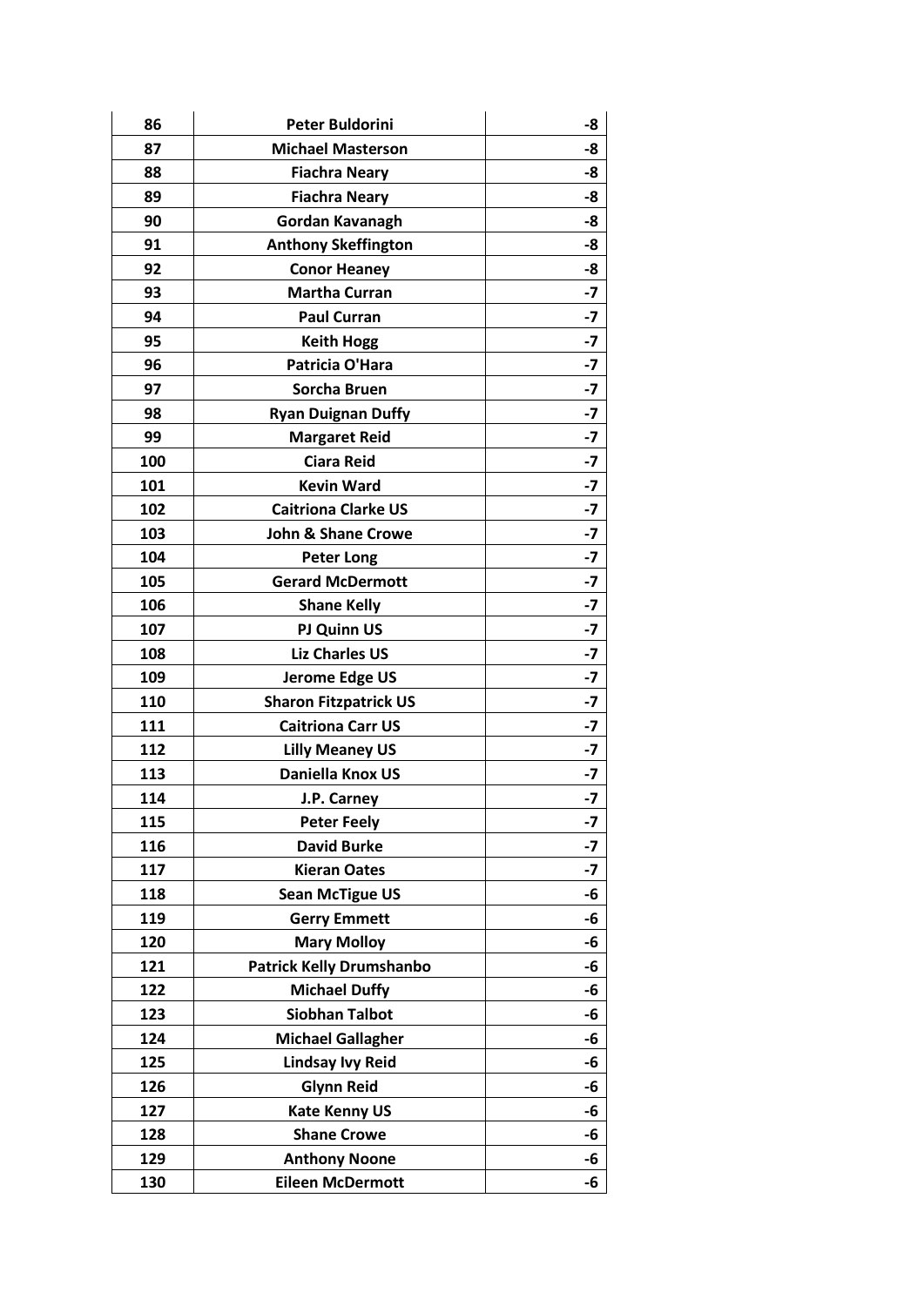| 86 | Peter Buldorini | -8 |
|---|---|---|
| 87 | Michael Masterson | -8 |
| 88 | Fiachra Neary | -8 |
| 89 | Fiachra Neary | -8 |
| 90 | Gordan Kavanagh | -8 |
| 91 | Anthony Skeffington | -8 |
| 92 | Conor Heaney | -8 |
| 93 | Martha Curran | -7 |
| 94 | Paul Curran | -7 |
| 95 | Keith Hogg | -7 |
| 96 | Patricia O'Hara | -7 |
| 97 | Sorcha Bruen | -7 |
| 98 | Ryan Duignan Duffy | -7 |
| 99 | Margaret Reid | -7 |
| 100 | Ciara Reid | -7 |
| 101 | Kevin Ward | -7 |
| 102 | Caitriona Clarke US | -7 |
| 103 | John & Shane Crowe | -7 |
| 104 | Peter Long | -7 |
| 105 | Gerard McDermott | -7 |
| 106 | Shane Kelly | -7 |
| 107 | PJ Quinn US | -7 |
| 108 | Liz Charles US | -7 |
| 109 | Jerome Edge US | -7 |
| 110 | Sharon Fitzpatrick US | -7 |
| 111 | Caitriona Carr US | -7 |
| 112 | Lilly Meaney US | -7 |
| 113 | Daniella Knox US | -7 |
| 114 | J.P. Carney | -7 |
| 115 | Peter Feely | -7 |
| 116 | David Burke | -7 |
| 117 | Kieran Oates | -7 |
| 118 | Sean McTigue US | -6 |
| 119 | Gerry Emmett | -6 |
| 120 | Mary Molloy | -6 |
| 121 | Patrick Kelly Drumshanbo | -6 |
| 122 | Michael Duffy | -6 |
| 123 | Siobhan Talbot | -6 |
| 124 | Michael Gallagher | -6 |
| 125 | Lindsay Ivy Reid | -6 |
| 126 | Glynn Reid | -6 |
| 127 | Kate Kenny US | -6 |
| 128 | Shane Crowe | -6 |
| 129 | Anthony Noone | -6 |
| 130 | Eileen McDermott | -6 |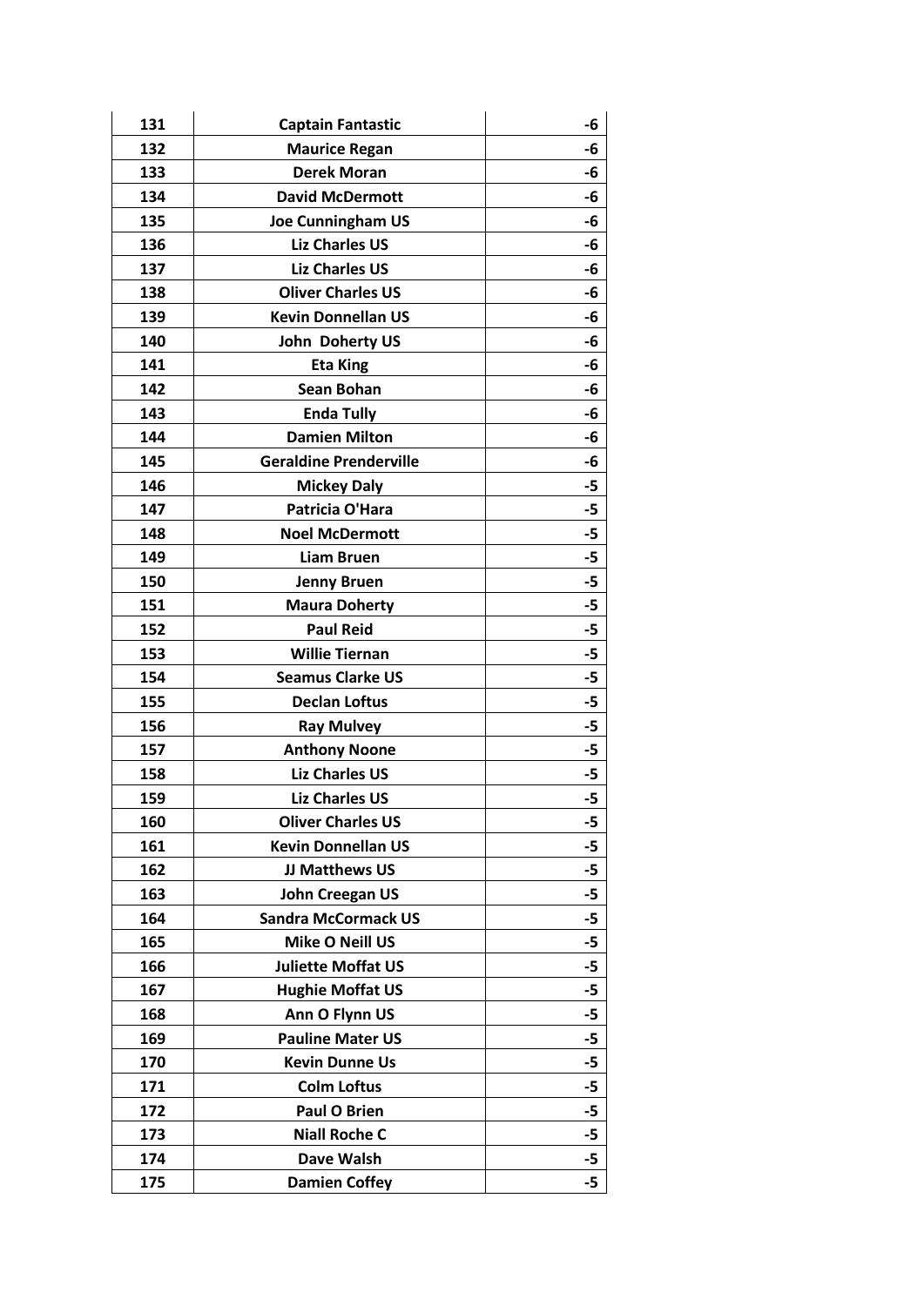| 131 | Captain Fantastic | -6 |
|---|---|---|
| 132 | Maurice Regan | -6 |
| 133 | Derek Moran | -6 |
| 134 | David McDermott | -6 |
| 135 | Joe Cunningham US | -6 |
| 136 | Liz Charles US | -6 |
| 137 | Liz Charles US | -6 |
| 138 | Oliver Charles US | -6 |
| 139 | Kevin Donnellan US | -6 |
| 140 | John  Doherty US | -6 |
| 141 | Eta King | -6 |
| 142 | Sean Bohan | -6 |
| 143 | Enda Tully | -6 |
| 144 | Damien Milton | -6 |
| 145 | Geraldine Prenderville | -6 |
| 146 | Mickey Daly | -5 |
| 147 | Patricia O'Hara | -5 |
| 148 | Noel McDermott | -5 |
| 149 | Liam Bruen | -5 |
| 150 | Jenny Bruen | -5 |
| 151 | Maura Doherty | -5 |
| 152 | Paul Reid | -5 |
| 153 | Willie Tiernan | -5 |
| 154 | Seamus Clarke US | -5 |
| 155 | Declan Loftus | -5 |
| 156 | Ray Mulvey | -5 |
| 157 | Anthony Noone | -5 |
| 158 | Liz Charles US | -5 |
| 159 | Liz Charles US | -5 |
| 160 | Oliver Charles US | -5 |
| 161 | Kevin Donnellan US | -5 |
| 162 | JJ Matthews US | -5 |
| 163 | John Creegan US | -5 |
| 164 | Sandra McCormack US | -5 |
| 165 | Mike O Neill US | -5 |
| 166 | Juliette Moffat US | -5 |
| 167 | Hughie Moffat US | -5 |
| 168 | Ann O Flynn US | -5 |
| 169 | Pauline Mater US | -5 |
| 170 | Kevin Dunne Us | -5 |
| 171 | Colm Loftus | -5 |
| 172 | Paul O Brien | -5 |
| 173 | Niall Roche C | -5 |
| 174 | Dave Walsh | -5 |
| 175 | Damien Coffey | -5 |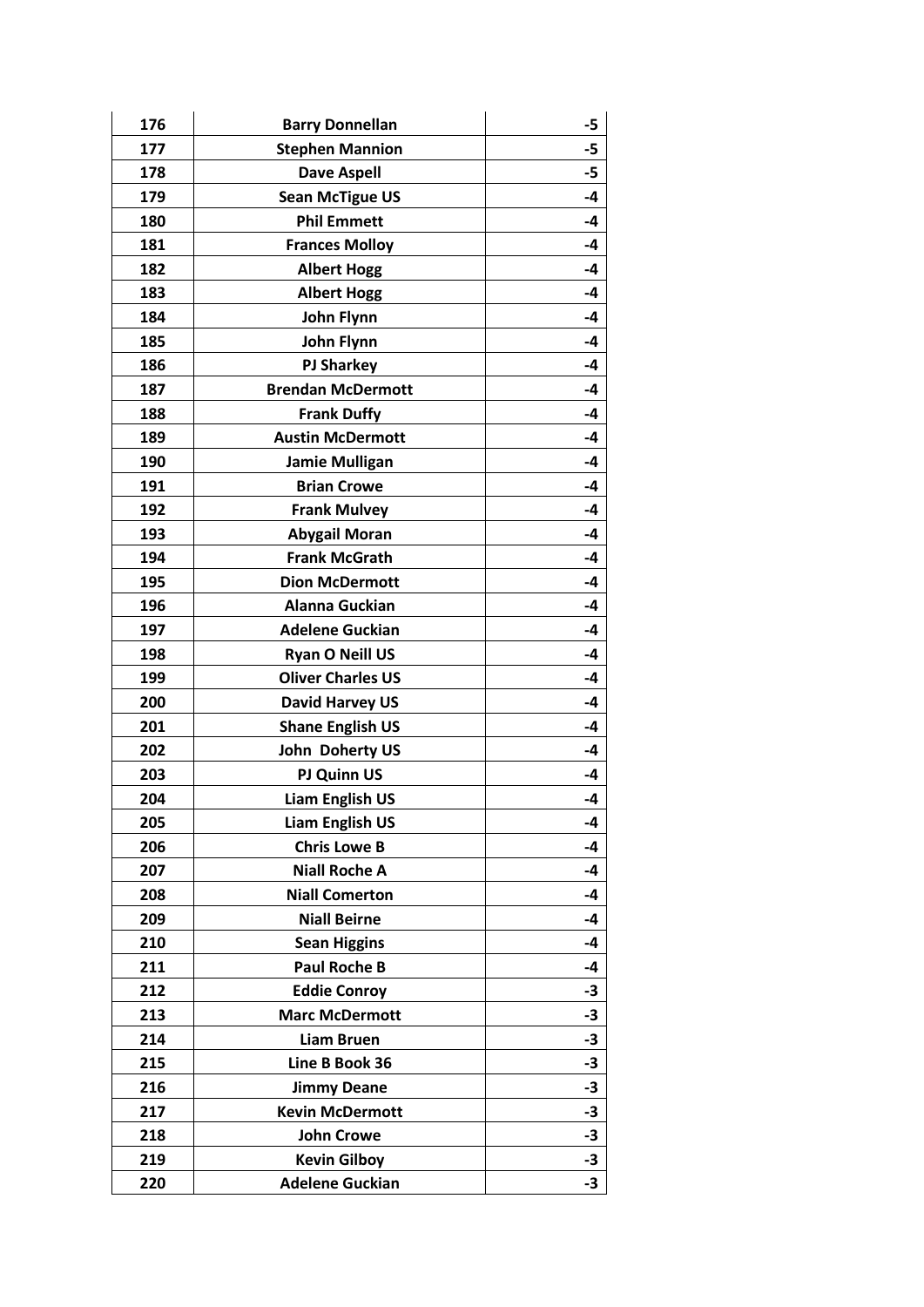| 176 | Barry Donnellan | -5 |
|---|---|---|
| 177 | Stephen Mannion | -5 |
| 178 | Dave Aspell | -5 |
| 179 | Sean McTigue US | -4 |
| 180 | Phil Emmett | -4 |
| 181 | Frances Molloy | -4 |
| 182 | Albert Hogg | -4 |
| 183 | Albert Hogg | -4 |
| 184 | John Flynn | -4 |
| 185 | John Flynn | -4 |
| 186 | PJ Sharkey | -4 |
| 187 | Brendan McDermott | -4 |
| 188 | Frank Duffy | -4 |
| 189 | Austin McDermott | -4 |
| 190 | Jamie Mulligan | -4 |
| 191 | Brian Crowe | -4 |
| 192 | Frank Mulvey | -4 |
| 193 | Abygail Moran | -4 |
| 194 | Frank McGrath | -4 |
| 195 | Dion McDermott | -4 |
| 196 | Alanna Guckian | -4 |
| 197 | Adelene Guckian | -4 |
| 198 | Ryan O Neill US | -4 |
| 199 | Oliver Charles US | -4 |
| 200 | David Harvey US | -4 |
| 201 | Shane English US | -4 |
| 202 | John  Doherty US | -4 |
| 203 | PJ Quinn US | -4 |
| 204 | Liam English US | -4 |
| 205 | Liam English US | -4 |
| 206 | Chris Lowe B | -4 |
| 207 | Niall Roche A | -4 |
| 208 | Niall Comerton | -4 |
| 209 | Niall Beirne | -4 |
| 210 | Sean Higgins | -4 |
| 211 | Paul Roche B | -4 |
| 212 | Eddie Conroy | -3 |
| 213 | Marc McDermott | -3 |
| 214 | Liam Bruen | -3 |
| 215 | Line B Book 36 | -3 |
| 216 | Jimmy Deane | -3 |
| 217 | Kevin McDermott | -3 |
| 218 | John Crowe | -3 |
| 219 | Kevin Gilboy | -3 |
| 220 | Adelene Guckian | -3 |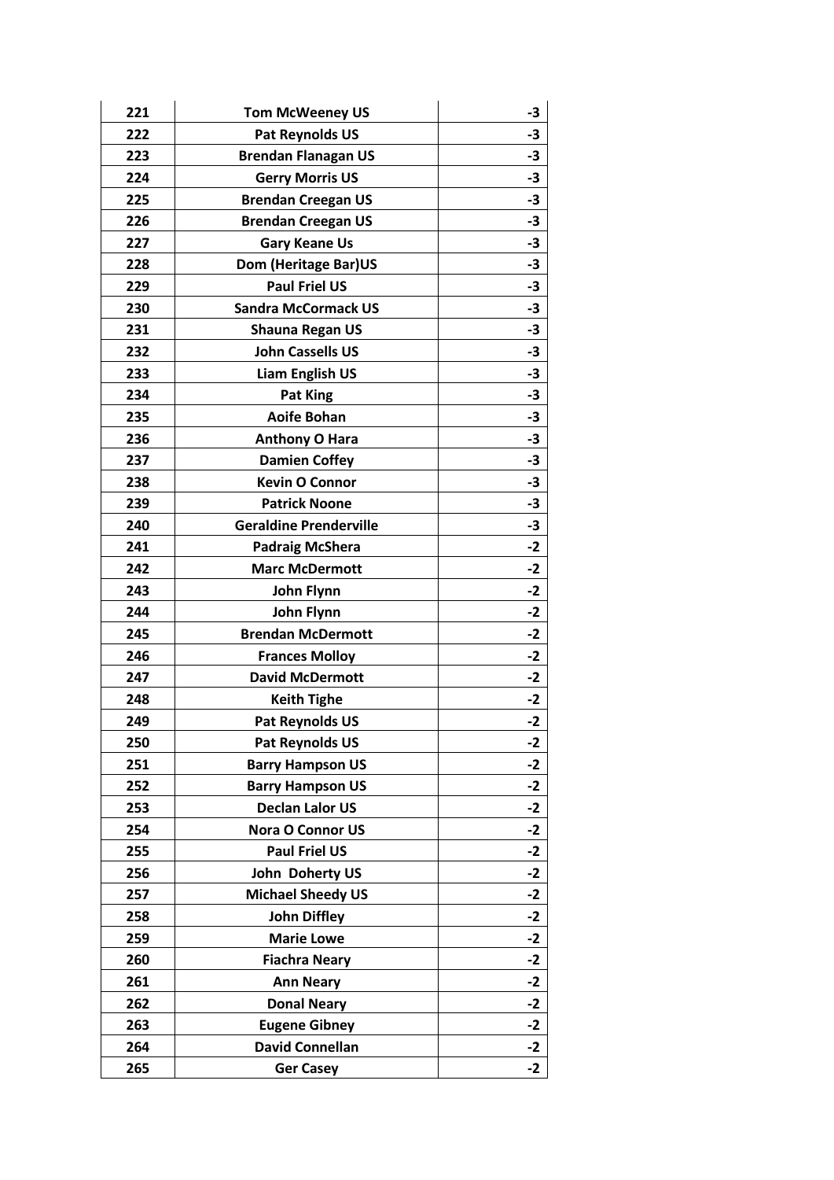| 221 | Tom McWeeney US | -3 |
|---|---|---|
| 222 | Pat Reynolds US | -3 |
| 223 | Brendan Flanagan US | -3 |
| 224 | Gerry Morris US | -3 |
| 225 | Brendan Creegan US | -3 |
| 226 | Brendan Creegan US | -3 |
| 227 | Gary Keane Us | -3 |
| 228 | Dom (Heritage Bar)US | -3 |
| 229 | Paul Friel US | -3 |
| 230 | Sandra McCormack US | -3 |
| 231 | Shauna Regan US | -3 |
| 232 | John Cassells US | -3 |
| 233 | Liam English US | -3 |
| 234 | Pat King | -3 |
| 235 | Aoife Bohan | -3 |
| 236 | Anthony O Hara | -3 |
| 237 | Damien Coffey | -3 |
| 238 | Kevin O Connor | -3 |
| 239 | Patrick Noone | -3 |
| 240 | Geraldine Prenderville | -3 |
| 241 | Padraig McShera | -2 |
| 242 | Marc McDermott | -2 |
| 243 | John Flynn | -2 |
| 244 | John Flynn | -2 |
| 245 | Brendan McDermott | -2 |
| 246 | Frances Molloy | -2 |
| 247 | David McDermott | -2 |
| 248 | Keith Tighe | -2 |
| 249 | Pat Reynolds US | -2 |
| 250 | Pat Reynolds US | -2 |
| 251 | Barry Hampson US | -2 |
| 252 | Barry Hampson US | -2 |
| 253 | Declan Lalor US | -2 |
| 254 | Nora O Connor US | -2 |
| 255 | Paul Friel US | -2 |
| 256 | John  Doherty US | -2 |
| 257 | Michael Sheedy US | -2 |
| 258 | John Diffley | -2 |
| 259 | Marie Lowe | -2 |
| 260 | Fiachra Neary | -2 |
| 261 | Ann Neary | -2 |
| 262 | Donal Neary | -2 |
| 263 | Eugene Gibney | -2 |
| 264 | David Connellan | -2 |
| 265 | Ger Casey | -2 |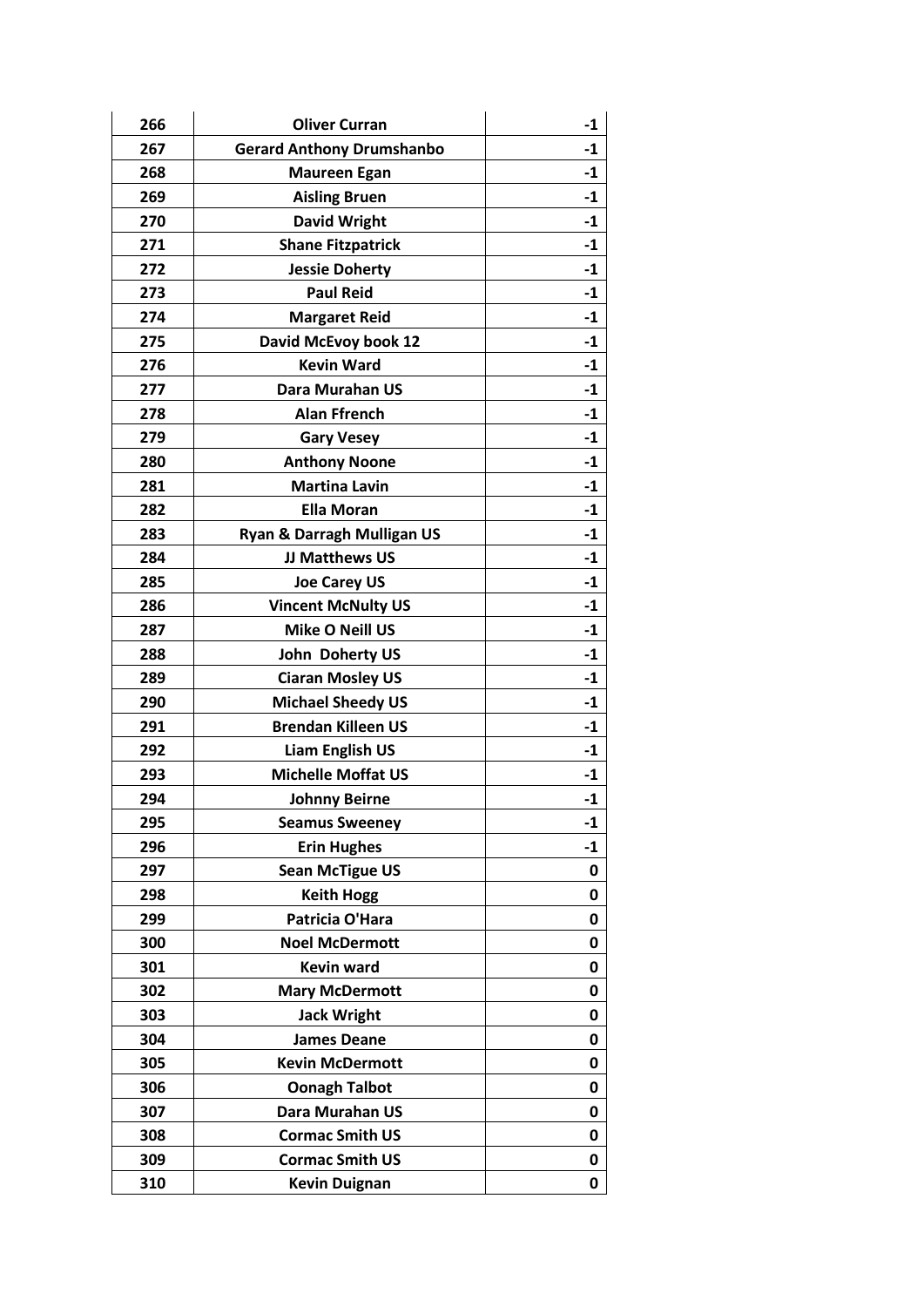| 266 | Oliver Curran | -1 |
|---|---|---|
| 267 | Gerard Anthony Drumshanbo | -1 |
| 268 | Maureen Egan | -1 |
| 269 | Aisling Bruen | -1 |
| 270 | David Wright | -1 |
| 271 | Shane Fitzpatrick | -1 |
| 272 | Jessie Doherty | -1 |
| 273 | Paul Reid | -1 |
| 274 | Margaret Reid | -1 |
| 275 | David McEvoy book 12 | -1 |
| 276 | Kevin Ward | -1 |
| 277 | Dara Murahan US | -1 |
| 278 | Alan Ffrench | -1 |
| 279 | Gary Vesey | -1 |
| 280 | Anthony Noone | -1 |
| 281 | Martina Lavin | -1 |
| 282 | Ella Moran | -1 |
| 283 | Ryan & Darragh Mulligan US | -1 |
| 284 | JJ Matthews US | -1 |
| 285 | Joe Carey US | -1 |
| 286 | Vincent McNulty US | -1 |
| 287 | Mike O Neill US | -1 |
| 288 | John Doherty US | -1 |
| 289 | Ciaran Mosley US | -1 |
| 290 | Michael Sheedy US | -1 |
| 291 | Brendan Killeen US | -1 |
| 292 | Liam English US | -1 |
| 293 | Michelle Moffat US | -1 |
| 294 | Johnny Beirne | -1 |
| 295 | Seamus Sweeney | -1 |
| 296 | Erin Hughes | -1 |
| 297 | Sean McTigue US | 0 |
| 298 | Keith Hogg | 0 |
| 299 | Patricia O'Hara | 0 |
| 300 | Noel McDermott | 0 |
| 301 | Kevin ward | 0 |
| 302 | Mary McDermott | 0 |
| 303 | Jack Wright | 0 |
| 304 | James Deane | 0 |
| 305 | Kevin McDermott | 0 |
| 306 | Oonagh Talbot | 0 |
| 307 | Dara Murahan US | 0 |
| 308 | Cormac Smith US | 0 |
| 309 | Cormac Smith US | 0 |
| 310 | Kevin Duignan | 0 |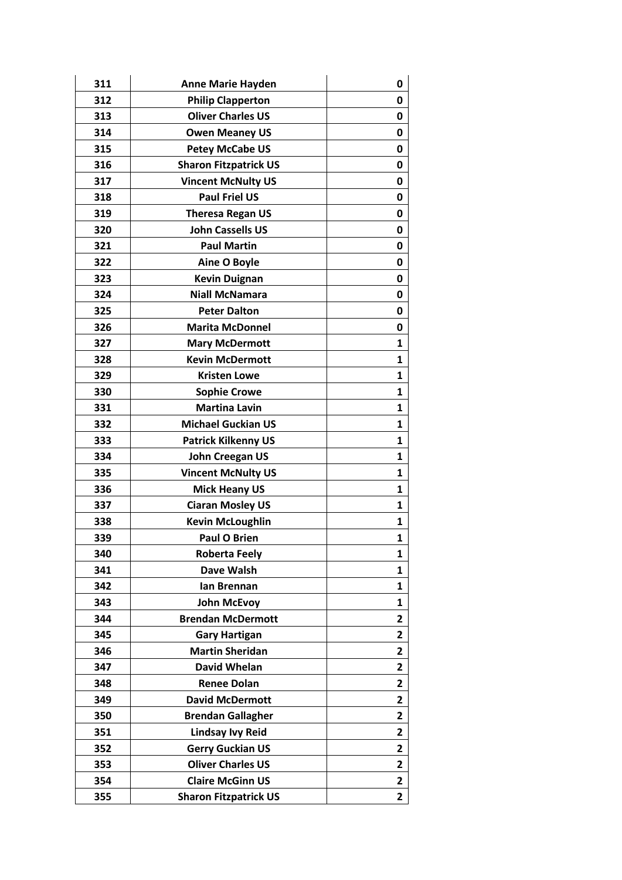| 311 | Anne Marie Hayden | 0 |
|---|---|---|
| 312 | Philip Clapperton | 0 |
| 313 | Oliver Charles US | 0 |
| 314 | Owen Meaney US | 0 |
| 315 | Petey McCabe US | 0 |
| 316 | Sharon Fitzpatrick US | 0 |
| 317 | Vincent McNulty US | 0 |
| 318 | Paul Friel US | 0 |
| 319 | Theresa Regan US | 0 |
| 320 | John Cassells US | 0 |
| 321 | Paul Martin | 0 |
| 322 | Aine O Boyle | 0 |
| 323 | Kevin Duignan | 0 |
| 324 | Niall McNamara | 0 |
| 325 | Peter Dalton | 0 |
| 326 | Marita McDonnel | 0 |
| 327 | Mary McDermott | 1 |
| 328 | Kevin McDermott | 1 |
| 329 | Kristen Lowe | 1 |
| 330 | Sophie Crowe | 1 |
| 331 | Martina Lavin | 1 |
| 332 | Michael Guckian US | 1 |
| 333 | Patrick Kilkenny US | 1 |
| 334 | John Creegan US | 1 |
| 335 | Vincent McNulty US | 1 |
| 336 | Mick Heany US | 1 |
| 337 | Ciaran Mosley US | 1 |
| 338 | Kevin McLoughlin | 1 |
| 339 | Paul O Brien | 1 |
| 340 | Roberta Feely | 1 |
| 341 | Dave Walsh | 1 |
| 342 | Ian Brennan | 1 |
| 343 | John McEvoy | 1 |
| 344 | Brendan McDermott | 2 |
| 345 | Gary Hartigan | 2 |
| 346 | Martin Sheridan | 2 |
| 347 | David Whelan | 2 |
| 348 | Renee Dolan | 2 |
| 349 | David McDermott | 2 |
| 350 | Brendan Gallagher | 2 |
| 351 | Lindsay Ivy Reid | 2 |
| 352 | Gerry Guckian US | 2 |
| 353 | Oliver Charles US | 2 |
| 354 | Claire McGinn US | 2 |
| 355 | Sharon Fitzpatrick US | 2 |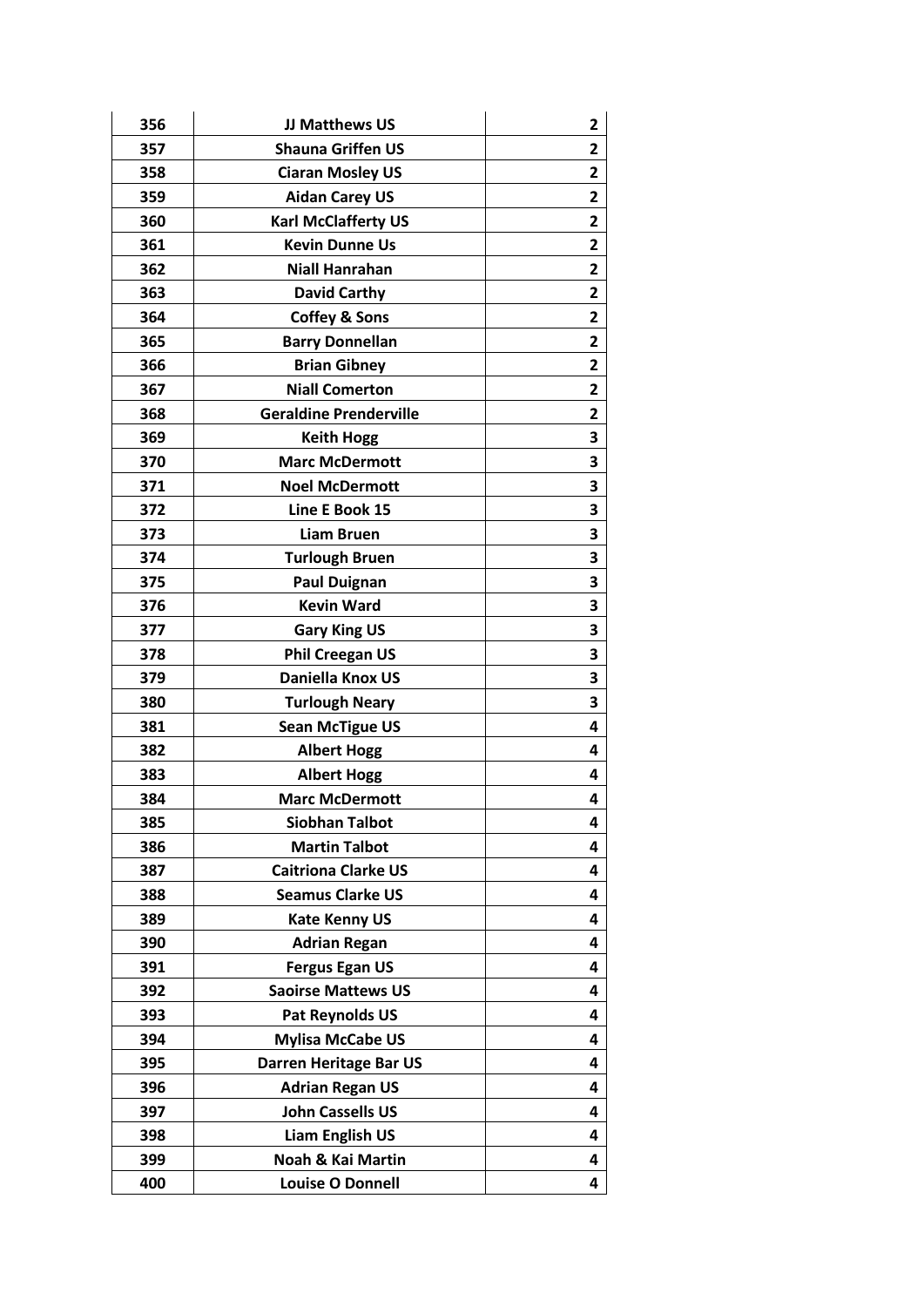| | | |
|---|---|---|
| 356 | JJ Matthews US | 2 |
| 357 | Shauna Griffen US | 2 |
| 358 | Ciaran Mosley US | 2 |
| 359 | Aidan Carey US | 2 |
| 360 | Karl McClafferty US | 2 |
| 361 | Kevin Dunne Us | 2 |
| 362 | Niall Hanrahan | 2 |
| 363 | David Carthy | 2 |
| 364 | Coffey & Sons | 2 |
| 365 | Barry Donnellan | 2 |
| 366 | Brian Gibney | 2 |
| 367 | Niall Comerton | 2 |
| 368 | Geraldine Prenderville | 2 |
| 369 | Keith Hogg | 3 |
| 370 | Marc McDermott | 3 |
| 371 | Noel McDermott | 3 |
| 372 | Line E Book 15 | 3 |
| 373 | Liam Bruen | 3 |
| 374 | Turlough Bruen | 3 |
| 375 | Paul Duignan | 3 |
| 376 | Kevin Ward | 3 |
| 377 | Gary King US | 3 |
| 378 | Phil Creegan US | 3 |
| 379 | Daniella Knox US | 3 |
| 380 | Turlough Neary | 3 |
| 381 | Sean McTigue US | 4 |
| 382 | Albert Hogg | 4 |
| 383 | Albert Hogg | 4 |
| 384 | Marc McDermott | 4 |
| 385 | Siobhan Talbot | 4 |
| 386 | Martin Talbot | 4 |
| 387 | Caitriona Clarke US | 4 |
| 388 | Seamus Clarke US | 4 |
| 389 | Kate Kenny US | 4 |
| 390 | Adrian Regan | 4 |
| 391 | Fergus Egan US | 4 |
| 392 | Saoirse Mattews US | 4 |
| 393 | Pat Reynolds US | 4 |
| 394 | Mylisa McCabe US | 4 |
| 395 | Darren Heritage Bar US | 4 |
| 396 | Adrian Regan US | 4 |
| 397 | John Cassells US | 4 |
| 398 | Liam English US | 4 |
| 399 | Noah & Kai Martin | 4 |
| 400 | Louise O Donnell | 4 |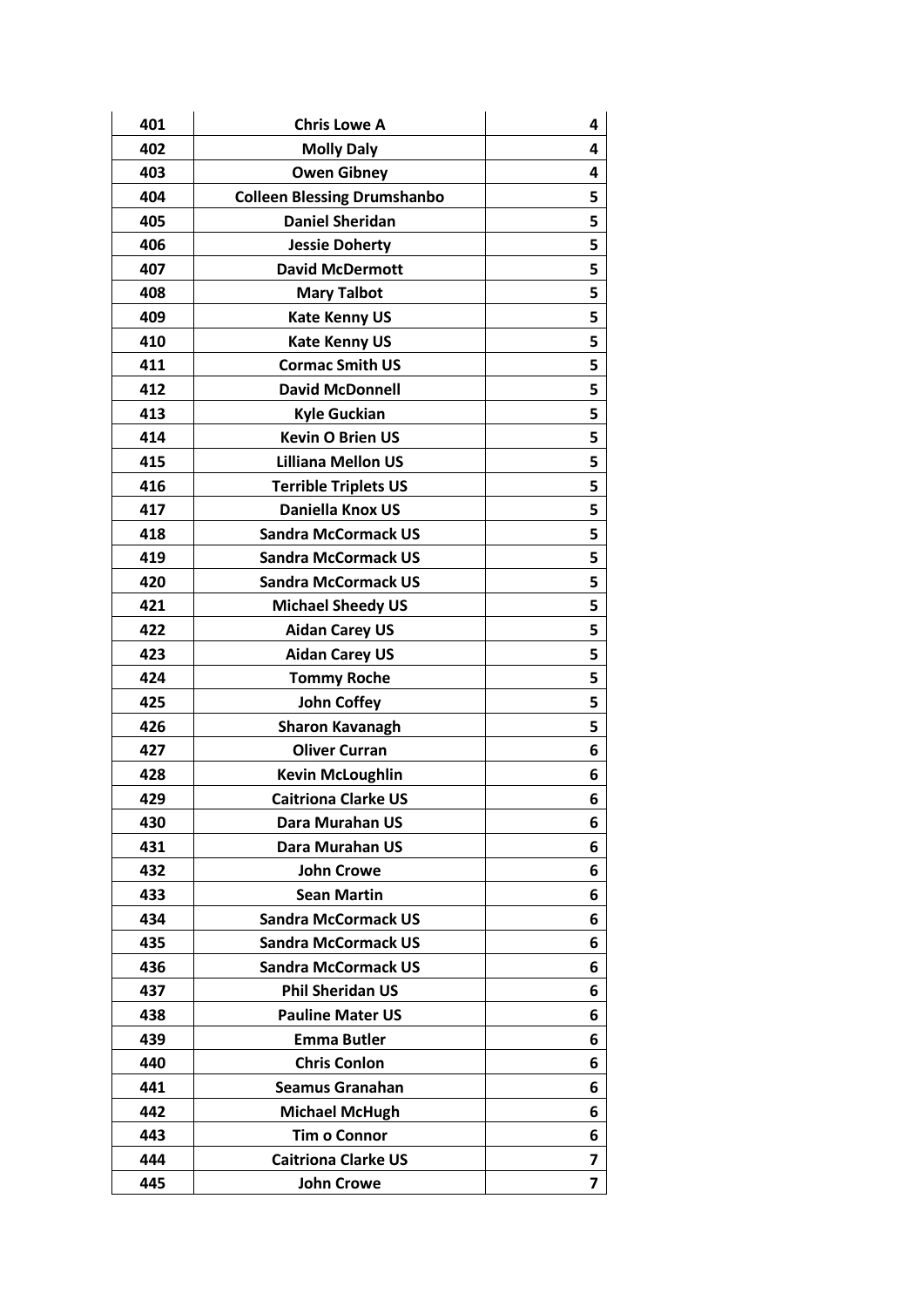| 401 | Chris Lowe A | 4 |
|---|---|---|
| 402 | Molly Daly | 4 |
| 403 | Owen Gibney | 4 |
| 404 | Colleen Blessing Drumshanbo | 5 |
| 405 | Daniel Sheridan | 5 |
| 406 | Jessie Doherty | 5 |
| 407 | David McDermott | 5 |
| 408 | Mary Talbot | 5 |
| 409 | Kate Kenny US | 5 |
| 410 | Kate Kenny US | 5 |
| 411 | Cormac Smith US | 5 |
| 412 | David McDonnell | 5 |
| 413 | Kyle Guckian | 5 |
| 414 | Kevin O Brien US | 5 |
| 415 | Lilliana Mellon US | 5 |
| 416 | Terrible Triplets US | 5 |
| 417 | Daniella Knox US | 5 |
| 418 | Sandra McCormack US | 5 |
| 419 | Sandra McCormack US | 5 |
| 420 | Sandra McCormack US | 5 |
| 421 | Michael Sheedy US | 5 |
| 422 | Aidan Carey US | 5 |
| 423 | Aidan Carey US | 5 |
| 424 | Tommy Roche | 5 |
| 425 | John Coffey | 5 |
| 426 | Sharon Kavanagh | 5 |
| 427 | Oliver Curran | 6 |
| 428 | Kevin McLoughlin | 6 |
| 429 | Caitriona Clarke US | 6 |
| 430 | Dara Murahan US | 6 |
| 431 | Dara Murahan US | 6 |
| 432 | John Crowe | 6 |
| 433 | Sean Martin | 6 |
| 434 | Sandra McCormack US | 6 |
| 435 | Sandra McCormack US | 6 |
| 436 | Sandra McCormack US | 6 |
| 437 | Phil Sheridan US | 6 |
| 438 | Pauline Mater US | 6 |
| 439 | Emma Butler | 6 |
| 440 | Chris Conlon | 6 |
| 441 | Seamus Granahan | 6 |
| 442 | Michael McHugh | 6 |
| 443 | Tim o Connor | 6 |
| 444 | Caitriona Clarke US | 7 |
| 445 | John Crowe | 7 |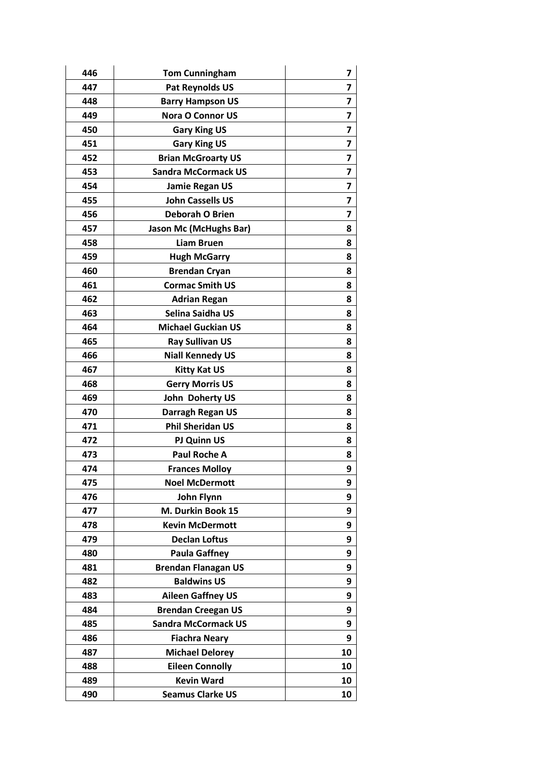| 446 | Tom Cunningham | 7 |
|---|---|---|
| 447 | Pat Reynolds US | 7 |
| 448 | Barry Hampson US | 7 |
| 449 | Nora O Connor US | 7 |
| 450 | Gary King US | 7 |
| 451 | Gary King US | 7 |
| 452 | Brian McGroarty US | 7 |
| 453 | Sandra McCormack US | 7 |
| 454 | Jamie Regan US | 7 |
| 455 | John Cassells US | 7 |
| 456 | Deborah O Brien | 7 |
| 457 | Jason Mc (McHughs Bar) | 8 |
| 458 | Liam Bruen | 8 |
| 459 | Hugh McGarry | 8 |
| 460 | Brendan Cryan | 8 |
| 461 | Cormac Smith US | 8 |
| 462 | Adrian Regan | 8 |
| 463 | Selina Saidha US | 8 |
| 464 | Michael Guckian US | 8 |
| 465 | Ray Sullivan US | 8 |
| 466 | Niall Kennedy US | 8 |
| 467 | Kitty Kat US | 8 |
| 468 | Gerry Morris US | 8 |
| 469 | John Doherty US | 8 |
| 470 | Darragh Regan US | 8 |
| 471 | Phil Sheridan US | 8 |
| 472 | PJ Quinn US | 8 |
| 473 | Paul Roche A | 8 |
| 474 | Frances Molloy | 9 |
| 475 | Noel McDermott | 9 |
| 476 | John Flynn | 9 |
| 477 | M. Durkin Book 15 | 9 |
| 478 | Kevin McDermott | 9 |
| 479 | Declan Loftus | 9 |
| 480 | Paula Gaffney | 9 |
| 481 | Brendan Flanagan US | 9 |
| 482 | Baldwins US | 9 |
| 483 | Aileen Gaffney US | 9 |
| 484 | Brendan Creegan US | 9 |
| 485 | Sandra McCormack US | 9 |
| 486 | Fiachra Neary | 9 |
| 487 | Michael Delorey | 10 |
| 488 | Eileen Connolly | 10 |
| 489 | Kevin Ward | 10 |
| 490 | Seamus Clarke US | 10 |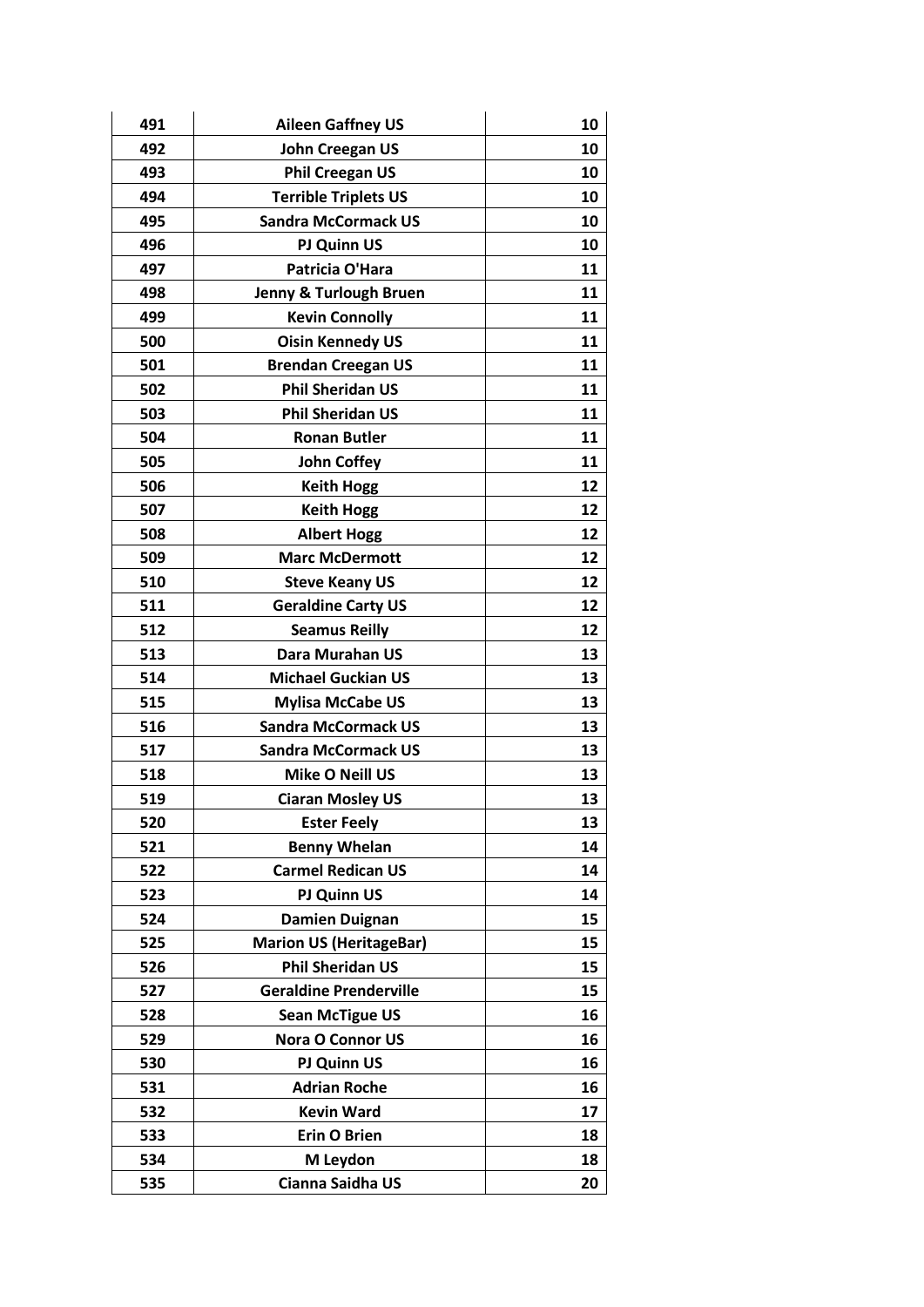| 491 | Aileen Gaffney US | 10 |
|---|---|---|
| 492 | John Creegan US | 10 |
| 493 | Phil Creegan US | 10 |
| 494 | Terrible Triplets US | 10 |
| 495 | Sandra McCormack US | 10 |
| 496 | PJ Quinn US | 10 |
| 497 | Patricia O'Hara | 11 |
| 498 | Jenny & Turlough Bruen | 11 |
| 499 | Kevin Connolly | 11 |
| 500 | Oisin Kennedy US | 11 |
| 501 | Brendan Creegan US | 11 |
| 502 | Phil Sheridan US | 11 |
| 503 | Phil Sheridan US | 11 |
| 504 | Ronan Butler | 11 |
| 505 | John Coffey | 11 |
| 506 | Keith Hogg | 12 |
| 507 | Keith Hogg | 12 |
| 508 | Albert Hogg | 12 |
| 509 | Marc McDermott | 12 |
| 510 | Steve Keany US | 12 |
| 511 | Geraldine Carty US | 12 |
| 512 | Seamus Reilly | 12 |
| 513 | Dara Murahan US | 13 |
| 514 | Michael Guckian US | 13 |
| 515 | Mylisa McCabe US | 13 |
| 516 | Sandra McCormack US | 13 |
| 517 | Sandra McCormack US | 13 |
| 518 | Mike O Neill US | 13 |
| 519 | Ciaran Mosley US | 13 |
| 520 | Ester Feely | 13 |
| 521 | Benny Whelan | 14 |
| 522 | Carmel Redican US | 14 |
| 523 | PJ Quinn US | 14 |
| 524 | Damien Duignan | 15 |
| 525 | Marion US (HeritageBar) | 15 |
| 526 | Phil Sheridan US | 15 |
| 527 | Geraldine Prenderville | 15 |
| 528 | Sean McTigue US | 16 |
| 529 | Nora O Connor US | 16 |
| 530 | PJ Quinn US | 16 |
| 531 | Adrian Roche | 16 |
| 532 | Kevin Ward | 17 |
| 533 | Erin O Brien | 18 |
| 534 | M Leydon | 18 |
| 535 | Cianna Saidha US | 20 |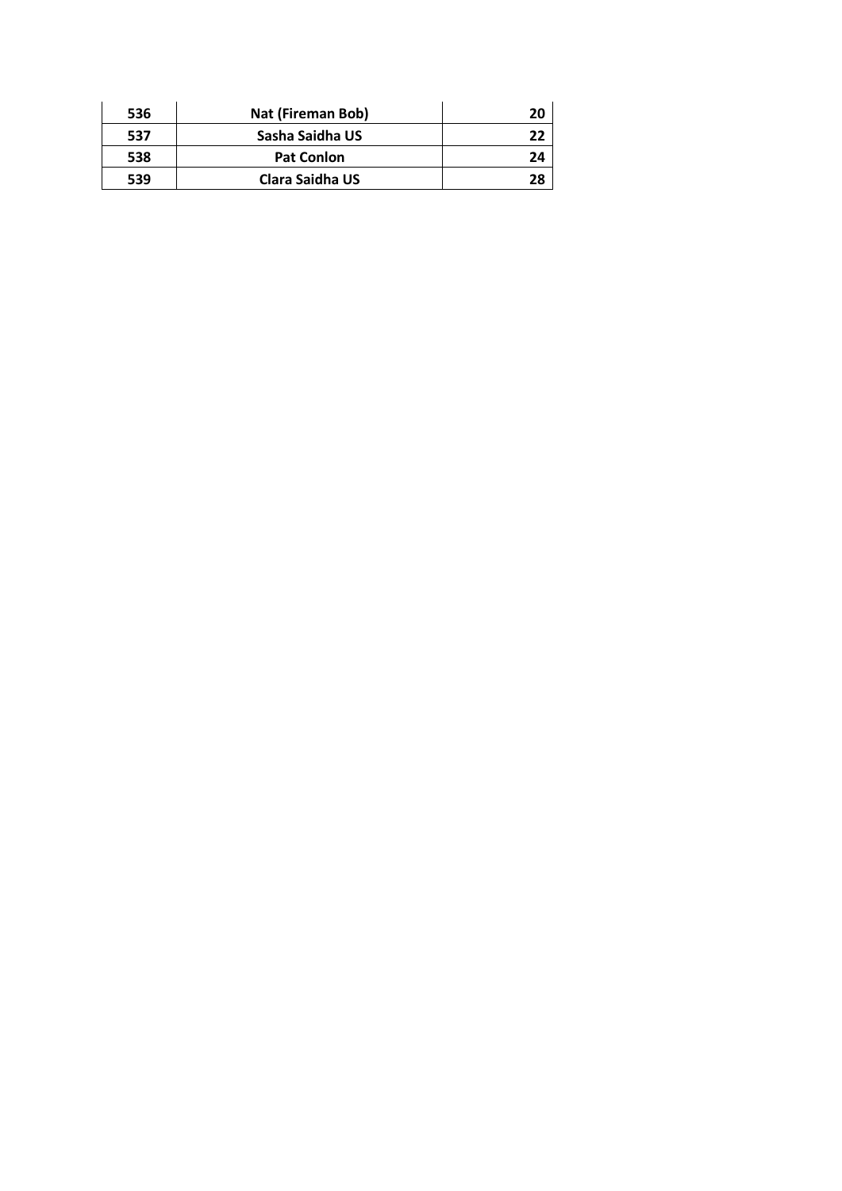| | | |
|---|---|---|
| **536** | **Nat (Fireman Bob)** | **20** |
| **537** | **Sasha Saidha US** | **22** |
| **538** | **Pat Conlon** | **24** |
| **539** | **Clara Saidha US** | **28** |